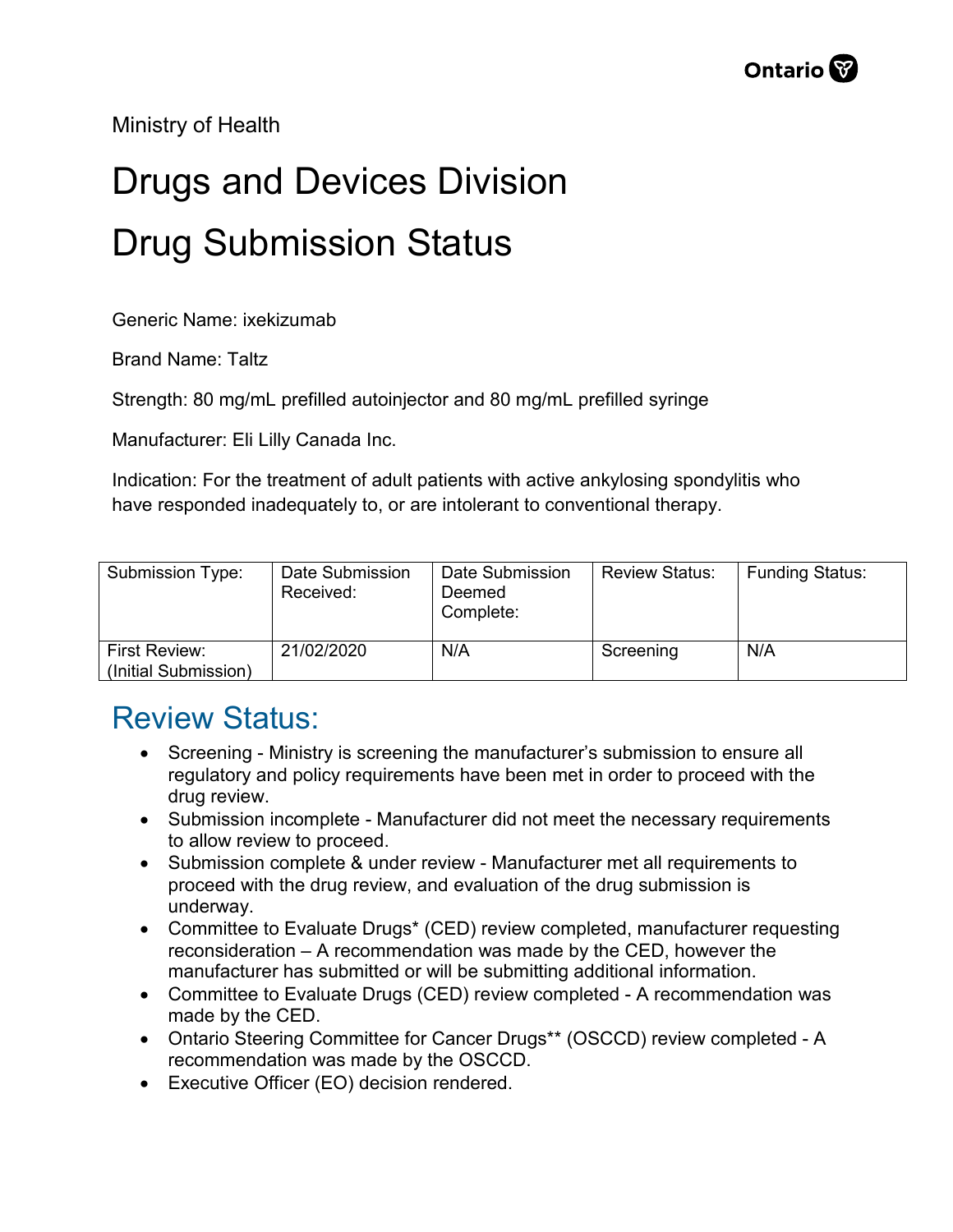Ministry of Health

# Drugs and Devices Division

# Drug Submission Status

Generic Name: ixekizumab

Brand Name: Taltz

Strength: 80 mg/mL prefilled autoinjector and 80 mg/mL prefilled syringe

Manufacturer: Eli Lilly Canada Inc.

Indication: For the treatment of adult patients with active ankylosing spondylitis who have responded inadequately to, or are intolerant to conventional therapy.

| Submission Type: | Date Submission Received: | Date Submission Deemed Complete: | Review Status: | Funding Status: |
|---|---|---|---|---|
| First Review: (Initial Submission) | 21/02/2020 | N/A | Screening | N/A |

## Review Status:

- Screening - Ministry is screening the manufacturer's submission to ensure all regulatory and policy requirements have been met in order to proceed with the drug review.
- Submission incomplete - Manufacturer did not meet the necessary requirements to allow review to proceed.
- Submission complete & under review - Manufacturer met all requirements to proceed with the drug review, and evaluation of the drug submission is underway.
- Committee to Evaluate Drugs* (CED) review completed, manufacturer requesting reconsideration – A recommendation was made by the CED, however the manufacturer has submitted or will be submitting additional information.
- Committee to Evaluate Drugs (CED) review completed - A recommendation was made by the CED.
- Ontario Steering Committee for Cancer Drugs** (OSCCD) review completed - A recommendation was made by the OSCCD.
- Executive Officer (EO) decision rendered.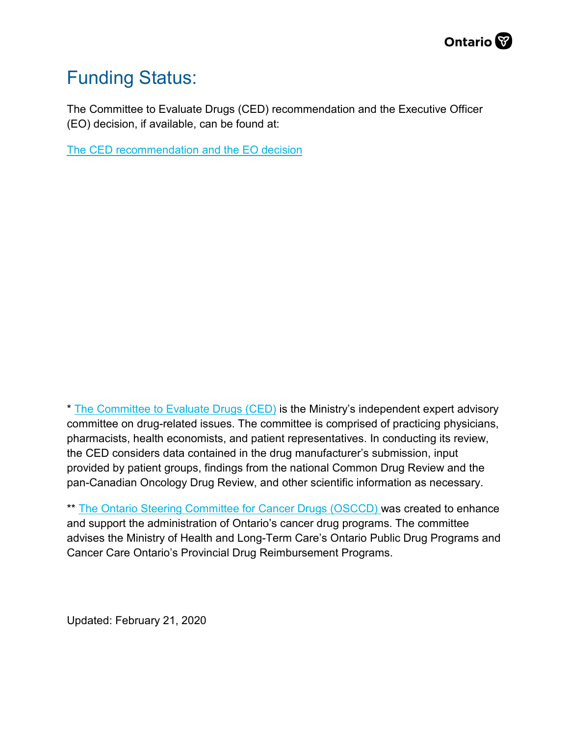# Funding Status:

The Committee to Evaluate Drugs (CED) recommendation and the Executive Officer (EO) decision, if available, can be found at:

[The CED recommendation and the EO decision]

* [The Committee to Evaluate Drugs (CED)] is the Ministry's independent expert advisory committee on drug-related issues. The committee is comprised of practicing physicians, pharmacists, health economists, and patient representatives. In conducting its review, the CED considers data contained in the drug manufacturer's submission, input provided by patient groups, findings from the national Common Drug Review and the pan-Canadian Oncology Drug Review, and other scientific information as necessary.

** [The Ontario Steering Committee for Cancer Drugs (OSCCD)] was created to enhance and support the administration of Ontario's cancer drug programs. The committee advises the Ministry of Health and Long-Term Care's Ontario Public Drug Programs and Cancer Care Ontario's Provincial Drug Reimbursement Programs.

Updated: February 21, 2020